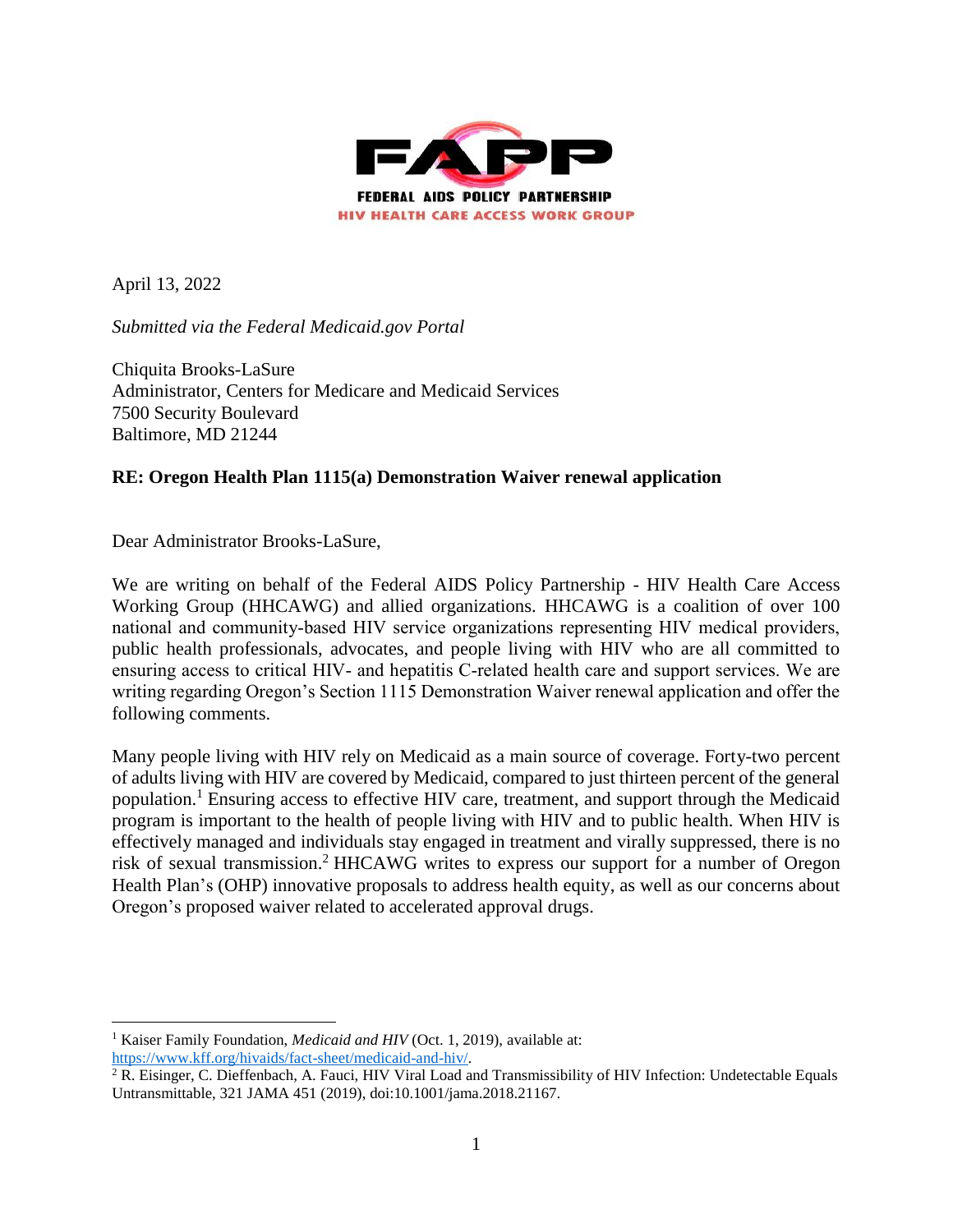FEDERAL AIDS POLICY PARTNERSHIP

HIV HEALTH CARE ACCESS WORK GROUP

April 13, 2022

*Submitted via the Federal Medicaid.gov Portal*

Chiquita Brooks-LaSure
Administrator, Centers for Medicare and Medicaid Services
7500 Security Boulevard
Baltimore, MD 21244

**RE: Oregon Health Plan 1115(a) Demonstration Waiver renewal application**

Dear Administrator Brooks-LaSure,

We are writing on behalf of the Federal AIDS Policy Partnership - HIV Health Care Access Working Group (HHCAWG) and allied organizations. HHCAWG is a coalition of over 100 national and community-based HIV service organizations representing HIV medical providers, public health professionals, advocates, and people living with HIV who are all committed to ensuring access to critical HIV- and hepatitis C-related health care and support services. We are writing regarding Oregon's Section 1115 Demonstration Waiver renewal application and offer the following comments.

Many people living with HIV rely on Medicaid as a main source of coverage. Forty-two percent of adults living with HIV are covered by Medicaid, compared to just thirteen percent of the general population.[1] Ensuring access to effective HIV care, treatment, and support through the Medicaid program is important to the health of people living with HIV and to public health. When HIV is effectively managed and individuals stay engaged in treatment and virally suppressed, there is no risk of sexual transmission.[2] HHCAWG writes to express our support for a number of Oregon Health Plan's (OHP) innovative proposals to address health equity, as well as our concerns about Oregon's proposed waiver related to accelerated approval drugs.

---

[1] Kaiser Family Foundation, *Medicaid and HIV* (Oct. 1, 2019), available at: https://www.kff.org/hivaids/fact-sheet/medicaid-and-hiv/.

[2] R. Eisinger, C. Dieffenbach, A. Fauci, HIV Viral Load and Transmissibility of HIV Infection: Undetectable Equals Untransmittable, 321 JAMA 451 (2019), doi:10.1001/jama.2018.21167.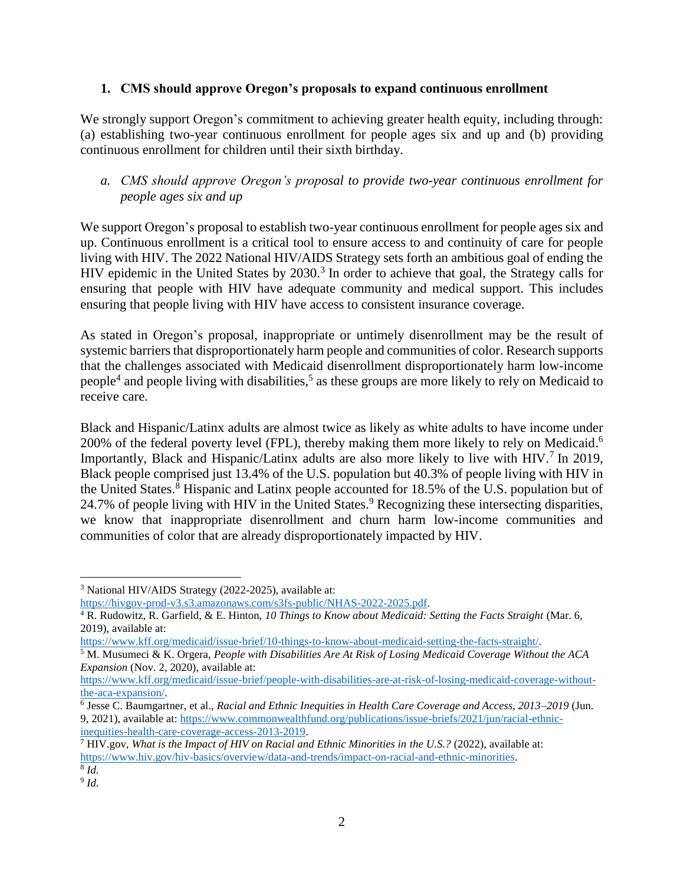### 1. CMS should approve Oregon's proposals to expand continuous enrollment

We strongly support Oregon's commitment to achieving greater health equity, including through: (a) establishing two-year continuous enrollment for people ages six and up and (b) providing continuous enrollment for children until their sixth birthday.

#### *a. CMS should approve Oregon's proposal to provide two-year continuous enrollment for people ages six and up*

We support Oregon's proposal to establish two-year continuous enrollment for people ages six and up. Continuous enrollment is a critical tool to ensure access to and continuity of care for people living with HIV. The 2022 National HIV/AIDS Strategy sets forth an ambitious goal of ending the HIV epidemic in the United States by 2030.[3] In order to achieve that goal, the Strategy calls for ensuring that people with HIV have adequate community and medical support. This includes ensuring that people living with HIV have access to consistent insurance coverage.

As stated in Oregon's proposal, inappropriate or untimely disenrollment may be the result of systemic barriers that disproportionately harm people and communities of color. Research supports that the challenges associated with Medicaid disenrollment disproportionately harm low-income people[4] and people living with disabilities,[5] as these groups are more likely to rely on Medicaid to receive care.

Black and Hispanic/Latinx adults are almost twice as likely as white adults to have income under 200% of the federal poverty level (FPL), thereby making them more likely to rely on Medicaid.[6] Importantly, Black and Hispanic/Latinx adults are also more likely to live with HIV.[7] In 2019, Black people comprised just 13.4% of the U.S. population but 40.3% of people living with HIV in the United States.[8] Hispanic and Latinx people accounted for 18.5% of the U.S. population but of 24.7% of people living with HIV in the United States.[9] Recognizing these intersecting disparities, we know that inappropriate disenrollment and churn harm low-income communities and communities of color that are already disproportionately impacted by HIV.

---

[3] National HIV/AIDS Strategy (2022-2025), available at: https://hivgov-prod-v3.s3.amazonaws.com/s3fs-public/NHAS-2022-2025.pdf.

[4] R. Rudowitz, R. Garfield, & E. Hinton, *10 Things to Know about Medicaid: Setting the Facts Straight* (Mar. 6, 2019), available at: https://www.kff.org/medicaid/issue-brief/10-things-to-know-about-medicaid-setting-the-facts-straight/.

[5] M. Musumeci & K. Orgera, *People with Disabilities Are At Risk of Losing Medicaid Coverage Without the ACA Expansion* (Nov. 2, 2020), available at: https://www.kff.org/medicaid/issue-brief/people-with-disabilities-are-at-risk-of-losing-medicaid-coverage-without-the-aca-expansion/.

[6] Jesse C. Baumgartner, et al., *Racial and Ethnic Inequities in Health Care Coverage and Access, 2013–2019* (Jun. 9, 2021), available at: https://www.commonwealthfund.org/publications/issue-briefs/2021/jun/racial-ethnic-inequities-health-care-coverage-access-2013-2019.

[7] HIV.gov, *What is the Impact of HIV on Racial and Ethnic Minorities in the U.S.?* (2022), available at: https://www.hiv.gov/hiv-basics/overview/data-and-trends/impact-on-racial-and-ethnic-minorities.

[8] *Id.*

[9] *Id.*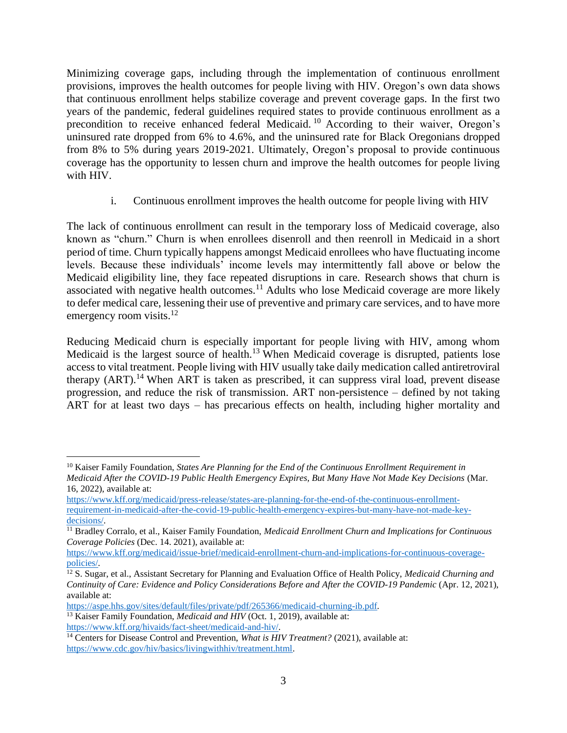Minimizing coverage gaps, including through the implementation of continuous enrollment provisions, improves the health outcomes for people living with HIV. Oregon's own data shows that continuous enrollment helps stabilize coverage and prevent coverage gaps. In the first two years of the pandemic, federal guidelines required states to provide continuous enrollment as a precondition to receive enhanced federal Medicaid.[10] According to their waiver, Oregon's uninsured rate dropped from 6% to 4.6%, and the uninsured rate for Black Oregonians dropped from 8% to 5% during years 2019-2021. Ultimately, Oregon's proposal to provide continuous coverage has the opportunity to lessen churn and improve the health outcomes for people living with HIV.

i. Continuous enrollment improves the health outcome for people living with HIV

The lack of continuous enrollment can result in the temporary loss of Medicaid coverage, also known as "churn." Churn is when enrollees disenroll and then reenroll in Medicaid in a short period of time. Churn typically happens amongst Medicaid enrollees who have fluctuating income levels. Because these individuals' income levels may intermittently fall above or below the Medicaid eligibility line, they face repeated disruptions in care. Research shows that churn is associated with negative health outcomes.[11] Adults who lose Medicaid coverage are more likely to defer medical care, lessening their use of preventive and primary care services, and to have more emergency room visits.[12]

Reducing Medicaid churn is especially important for people living with HIV, among whom Medicaid is the largest source of health.[13] When Medicaid coverage is disrupted, patients lose access to vital treatment. People living with HIV usually take daily medication called antiretroviral therapy (ART).[14] When ART is taken as prescribed, it can suppress viral load, prevent disease progression, and reduce the risk of transmission. ART non-persistence – defined by not taking ART for at least two days – has precarious effects on health, including higher mortality and

---

[10] Kaiser Family Foundation, *States Are Planning for the End of the Continuous Enrollment Requirement in Medicaid After the COVID-19 Public Health Emergency Expires, But Many Have Not Made Key Decisions* (Mar. 16, 2022), available at: https://www.kff.org/medicaid/press-release/states-are-planning-for-the-end-of-the-continuous-enrollment-requirement-in-medicaid-after-the-covid-19-public-health-emergency-expires-but-many-have-not-made-key-decisions/.

[11] Bradley Corralo, et al., Kaiser Family Foundation, *Medicaid Enrollment Churn and Implications for Continuous Coverage Policies* (Dec. 14. 2021), available at: https://www.kff.org/medicaid/issue-brief/medicaid-enrollment-churn-and-implications-for-continuous-coverage-policies/.

[12] S. Sugar, et al., Assistant Secretary for Planning and Evaluation Office of Health Policy, *Medicaid Churning and Continuity of Care: Evidence and Policy Considerations Before and After the COVID-19 Pandemic* (Apr. 12, 2021), available at: https://aspe.hhs.gov/sites/default/files/private/pdf/265366/medicaid-churning-ib.pdf.

[13] Kaiser Family Foundation, *Medicaid and HIV* (Oct. 1, 2019), available at: https://www.kff.org/hivaids/fact-sheet/medicaid-and-hiv/.

[14] Centers for Disease Control and Prevention, *What is HIV Treatment?* (2021), available at: https://www.cdc.gov/hiv/basics/livingwithhiv/treatment.html.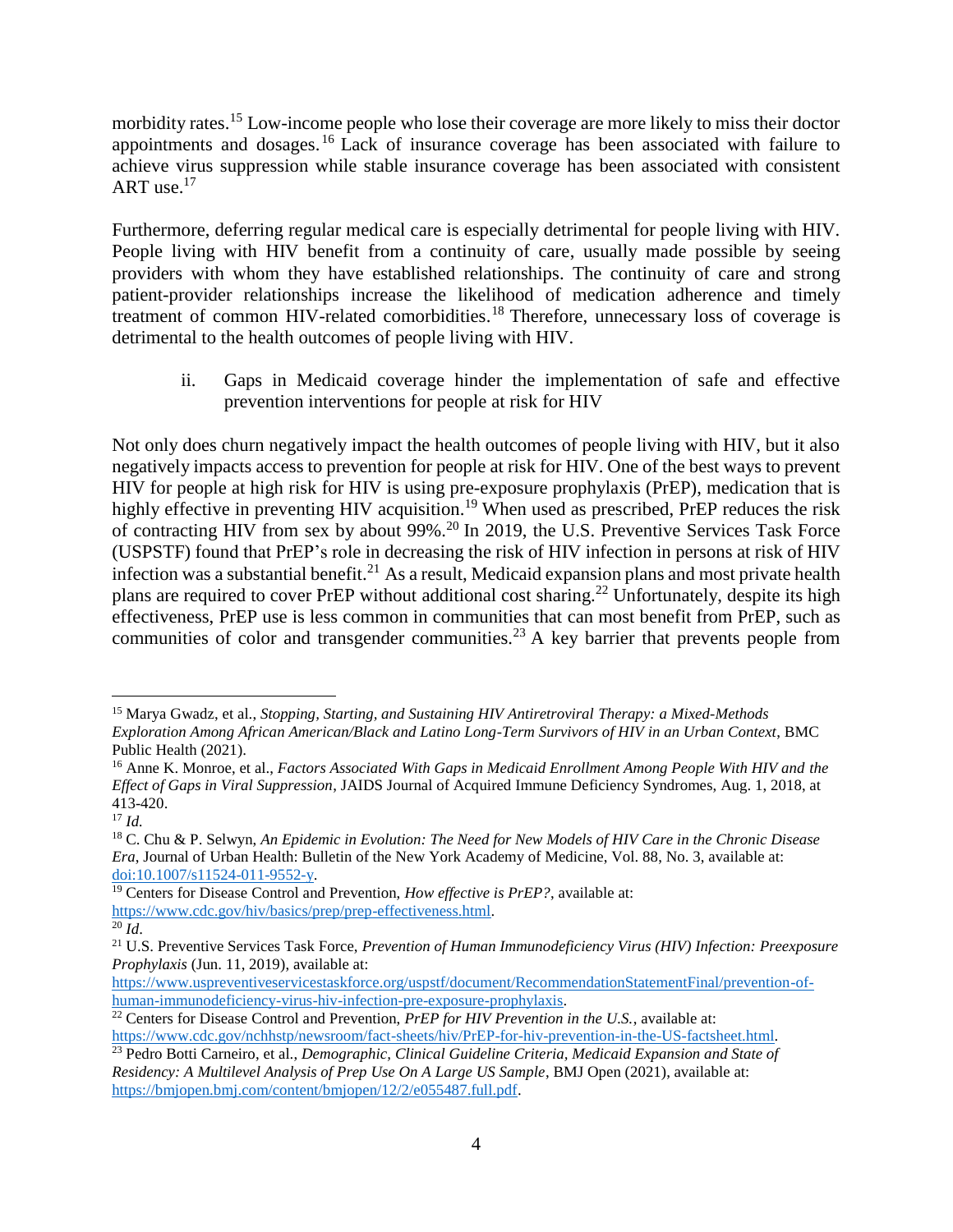morbidity rates.[15] Low-income people who lose their coverage are more likely to miss their doctor appointments and dosages.[16] Lack of insurance coverage has been associated with failure to achieve virus suppression while stable insurance coverage has been associated with consistent ART use.[17]

Furthermore, deferring regular medical care is especially detrimental for people living with HIV. People living with HIV benefit from a continuity of care, usually made possible by seeing providers with whom they have established relationships. The continuity of care and strong patient-provider relationships increase the likelihood of medication adherence and timely treatment of common HIV-related comorbidities.[18] Therefore, unnecessary loss of coverage is detrimental to the health outcomes of people living with HIV.

ii. Gaps in Medicaid coverage hinder the implementation of safe and effective prevention interventions for people at risk for HIV

Not only does churn negatively impact the health outcomes of people living with HIV, but it also negatively impacts access to prevention for people at risk for HIV. One of the best ways to prevent HIV for people at high risk for HIV is using pre-exposure prophylaxis (PrEP), medication that is highly effective in preventing HIV acquisition.[19] When used as prescribed, PrEP reduces the risk of contracting HIV from sex by about 99%.[20] In 2019, the U.S. Preventive Services Task Force (USPSTF) found that PrEP's role in decreasing the risk of HIV infection in persons at risk of HIV infection was a substantial benefit.[21] As a result, Medicaid expansion plans and most private health plans are required to cover PrEP without additional cost sharing.[22] Unfortunately, despite its high effectiveness, PrEP use is less common in communities that can most benefit from PrEP, such as communities of color and transgender communities.[23] A key barrier that prevents people from

---

[15] Marya Gwadz, et al., *Stopping, Starting, and Sustaining HIV Antiretroviral Therapy: a Mixed-Methods Exploration Among African American/Black and Latino Long-Term Survivors of HIV in an Urban Context*, BMC Public Health (2021).

[16] Anne K. Monroe, et al., *Factors Associated With Gaps in Medicaid Enrollment Among People With HIV and the Effect of Gaps in Viral Suppression*, JAIDS Journal of Acquired Immune Deficiency Syndromes, Aug. 1, 2018, at 413-420.

[17] *Id.*

[18] C. Chu & P. Selwyn, *An Epidemic in Evolution: The Need for New Models of HIV Care in the Chronic Disease Era*, Journal of Urban Health: Bulletin of the New York Academy of Medicine, Vol. 88, No. 3, available at: doi:10.1007/s11524-011-9552-y.

[19] Centers for Disease Control and Prevention, *How effective is PrEP?*, available at: https://www.cdc.gov/hiv/basics/prep/prep-effectiveness.html.

[20] *Id*.

[21] U.S. Preventive Services Task Force, *Prevention of Human Immunodeficiency Virus (HIV) Infection: Preexposure Prophylaxis* (Jun. 11, 2019), available at: https://www.uspreventiveservicestaskforce.org/uspstf/document/RecommendationStatementFinal/prevention-of-human-immunodeficiency-virus-hiv-infection-pre-exposure-prophylaxis.

[22] Centers for Disease Control and Prevention, *PrEP for HIV Prevention in the U.S.*, available at: https://www.cdc.gov/nchhstp/newsroom/fact-sheets/hiv/PrEP-for-hiv-prevention-in-the-US-factsheet.html.

[23] Pedro Botti Carneiro, et al., *Demographic, Clinical Guideline Criteria, Medicaid Expansion and State of Residency: A Multilevel Analysis of Prep Use On A Large US Sample*, BMJ Open (2021), available at: https://bmjopen.bmj.com/content/bmjopen/12/2/e055487.full.pdf.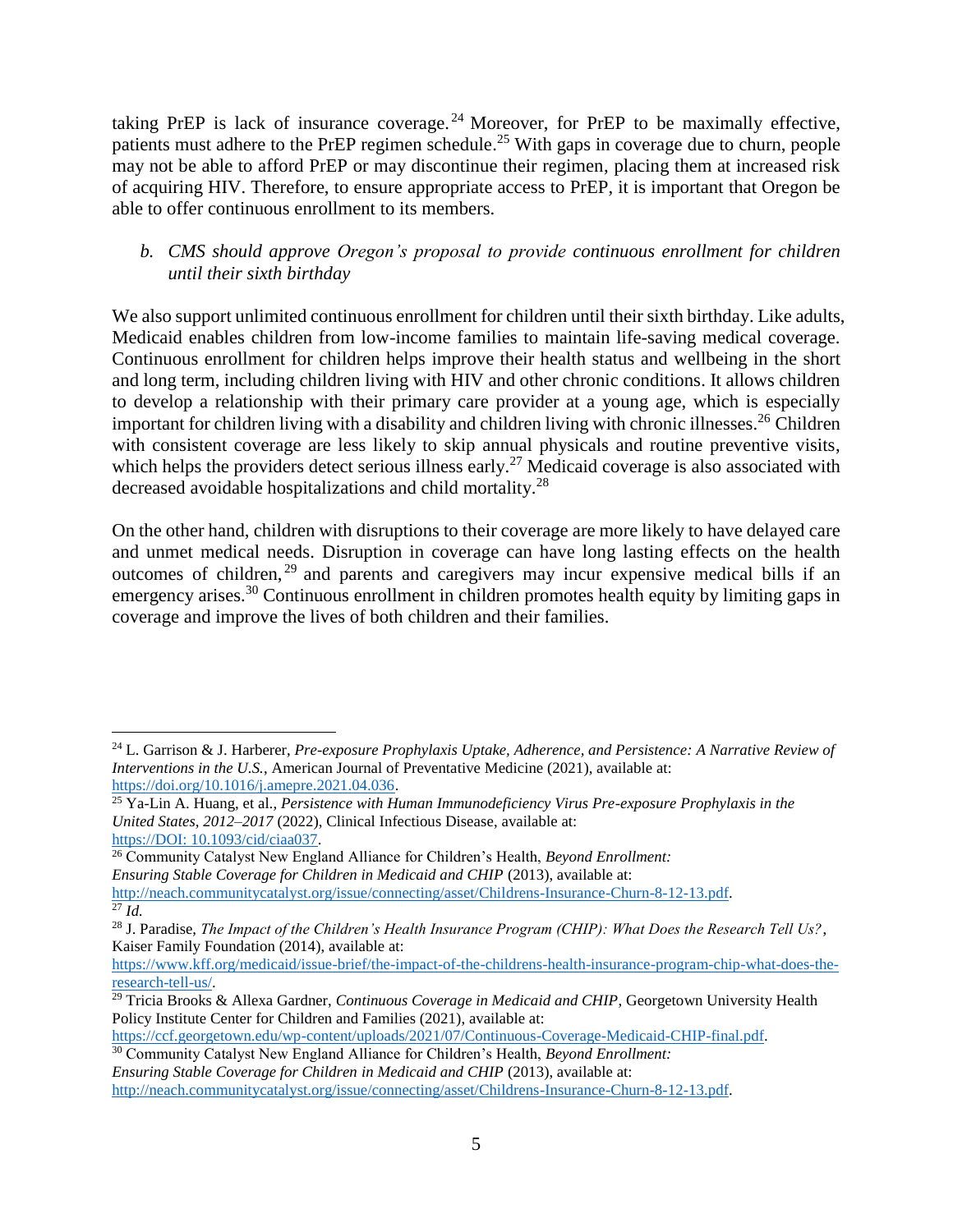taking PrEP is lack of insurance coverage.[24] Moreover, for PrEP to be maximally effective, patients must adhere to the PrEP regimen schedule.[25] With gaps in coverage due to churn, people may not be able to afford PrEP or may discontinue their regimen, placing them at increased risk of acquiring HIV. Therefore, to ensure appropriate access to PrEP, it is important that Oregon be able to offer continuous enrollment to its members.

*b. CMS should approve Oregon's proposal to provide continuous enrollment for children until their sixth birthday*

We also support unlimited continuous enrollment for children until their sixth birthday. Like adults, Medicaid enables children from low-income families to maintain life-saving medical coverage. Continuous enrollment for children helps improve their health status and wellbeing in the short and long term, including children living with HIV and other chronic conditions. It allows children to develop a relationship with their primary care provider at a young age, which is especially important for children living with a disability and children living with chronic illnesses.[26] Children with consistent coverage are less likely to skip annual physicals and routine preventive visits, which helps the providers detect serious illness early.[27] Medicaid coverage is also associated with decreased avoidable hospitalizations and child mortality.[28]

On the other hand, children with disruptions to their coverage are more likely to have delayed care and unmet medical needs. Disruption in coverage can have long lasting effects on the health outcomes of children,[29] and parents and caregivers may incur expensive medical bills if an emergency arises.[30] Continuous enrollment in children promotes health equity by limiting gaps in coverage and improve the lives of both children and their families.

---

[24] L. Garrison & J. Harberer, *Pre-exposure Prophylaxis Uptake, Adherence, and Persistence: A Narrative Review of Interventions in the U.S.*, American Journal of Preventative Medicine (2021), available at: https://doi.org/10.1016/j.amepre.2021.04.036.

[25] Ya-Lin A. Huang, et al., *Persistence with Human Immunodeficiency Virus Pre-exposure Prophylaxis in the United States, 2012–2017* (2022), Clinical Infectious Disease, available at: https://DOI: 10.1093/cid/ciaa037.

[26] Community Catalyst New England Alliance for Children's Health, *Beyond Enrollment: Ensuring Stable Coverage for Children in Medicaid and CHIP* (2013), available at: http://neach.communitycatalyst.org/issue/connecting/asset/Childrens-Insurance-Churn-8-12-13.pdf.

[27] *Id.*

[28] J. Paradise, *The Impact of the Children's Health Insurance Program (CHIP): What Does the Research Tell Us?*, Kaiser Family Foundation (2014), available at: https://www.kff.org/medicaid/issue-brief/the-impact-of-the-childrens-health-insurance-program-chip-what-does-the-research-tell-us/.

[29] Tricia Brooks & Allexa Gardner, *Continuous Coverage in Medicaid and CHIP*, Georgetown University Health Policy Institute Center for Children and Families (2021), available at: https://ccf.georgetown.edu/wp-content/uploads/2021/07/Continuous-Coverage-Medicaid-CHIP-final.pdf.

[30] Community Catalyst New England Alliance for Children's Health, *Beyond Enrollment: Ensuring Stable Coverage for Children in Medicaid and CHIP* (2013), available at: http://neach.communitycatalyst.org/issue/connecting/asset/Childrens-Insurance-Churn-8-12-13.pdf.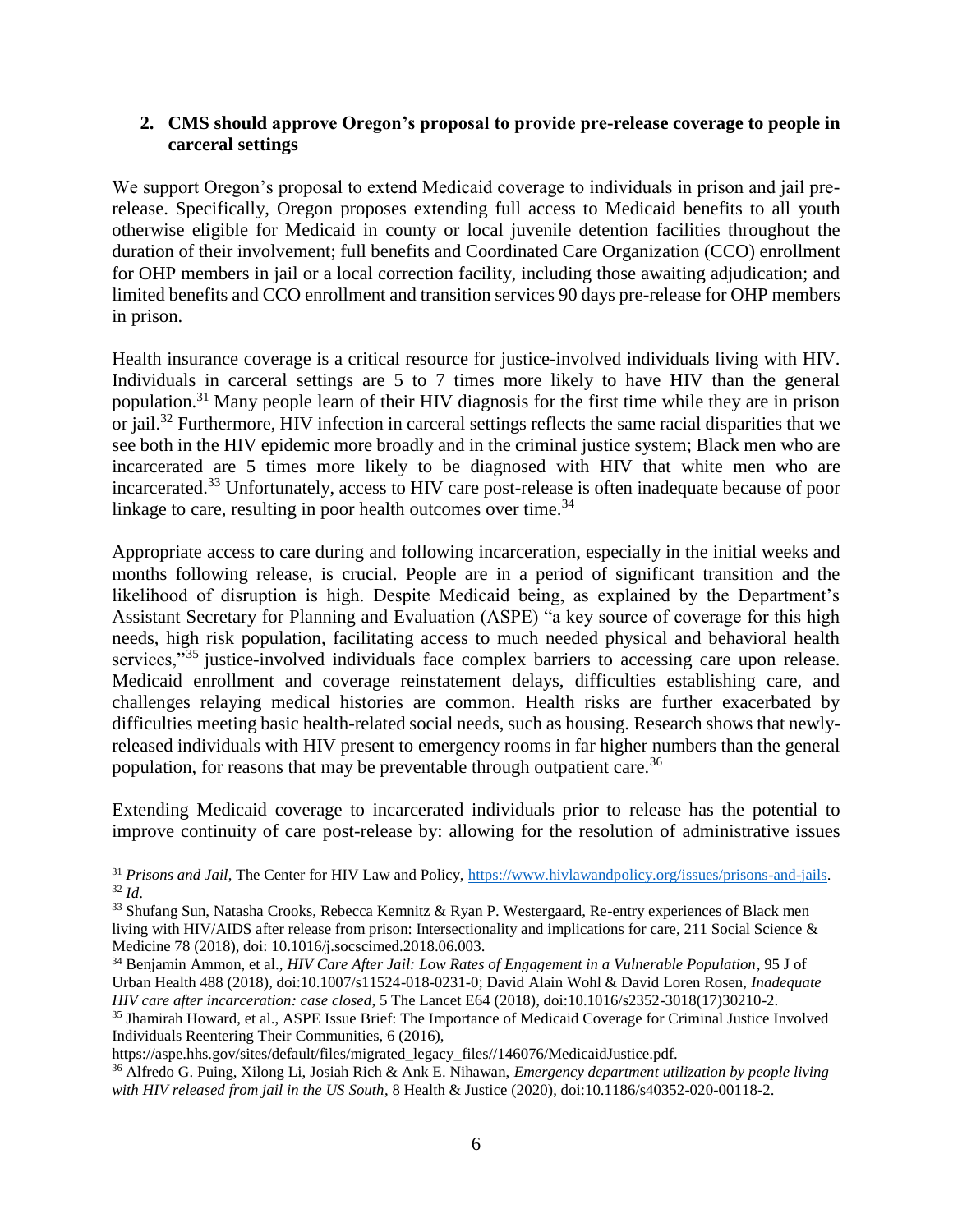## 2. CMS should approve Oregon's proposal to provide pre-release coverage to people in carceral settings

We support Oregon's proposal to extend Medicaid coverage to individuals in prison and jail pre-release. Specifically, Oregon proposes extending full access to Medicaid benefits to all youth otherwise eligible for Medicaid in county or local juvenile detention facilities throughout the duration of their involvement; full benefits and Coordinated Care Organization (CCO) enrollment for OHP members in jail or a local correction facility, including those awaiting adjudication; and limited benefits and CCO enrollment and transition services 90 days pre-release for OHP members in prison.

Health insurance coverage is a critical resource for justice-involved individuals living with HIV. Individuals in carceral settings are 5 to 7 times more likely to have HIV than the general population.[31] Many people learn of their HIV diagnosis for the first time while they are in prison or jail.[32] Furthermore, HIV infection in carceral settings reflects the same racial disparities that we see both in the HIV epidemic more broadly and in the criminal justice system; Black men who are incarcerated are 5 times more likely to be diagnosed with HIV that white men who are incarcerated.[33] Unfortunately, access to HIV care post-release is often inadequate because of poor linkage to care, resulting in poor health outcomes over time.[34]

Appropriate access to care during and following incarceration, especially in the initial weeks and months following release, is crucial. People are in a period of significant transition and the likelihood of disruption is high. Despite Medicaid being, as explained by the Department's Assistant Secretary for Planning and Evaluation (ASPE) "a key source of coverage for this high needs, high risk population, facilitating access to much needed physical and behavioral health services,"[35] justice-involved individuals face complex barriers to accessing care upon release. Medicaid enrollment and coverage reinstatement delays, difficulties establishing care, and challenges relaying medical histories are common. Health risks are further exacerbated by difficulties meeting basic health-related social needs, such as housing. Research shows that newly-released individuals with HIV present to emergency rooms in far higher numbers than the general population, for reasons that may be preventable through outpatient care.[36]

Extending Medicaid coverage to incarcerated individuals prior to release has the potential to improve continuity of care post-release by: allowing for the resolution of administrative issues

---

[31] *Prisons and Jail*, The Center for HIV Law and Policy, https://www.hivlawandpolicy.org/issues/prisons-and-jails.

[32] *Id*.

[33] Shufang Sun, Natasha Crooks, Rebecca Kemnitz & Ryan P. Westergaard, Re-entry experiences of Black men living with HIV/AIDS after release from prison: Intersectionality and implications for care, 211 Social Science & Medicine 78 (2018), doi: 10.1016/j.socscimed.2018.06.003.

[34] Benjamin Ammon, et al., *HIV Care After Jail: Low Rates of Engagement in a Vulnerable Population*, 95 J of Urban Health 488 (2018), doi:10.1007/s11524-018-0231-0; David Alain Wohl & David Loren Rosen, *Inadequate HIV care after incarceration: case closed*, 5 The Lancet E64 (2018), doi:10.1016/s2352-3018(17)30210-2.

[35] Jhamirah Howard, et al., ASPE Issue Brief: The Importance of Medicaid Coverage for Criminal Justice Involved Individuals Reentering Their Communities, 6 (2016), https://aspe.hhs.gov/sites/default/files/migrated_legacy_files//146076/MedicaidJustice.pdf.

[36] Alfredo G. Puing, Xilong Li, Josiah Rich & Ank E. Nihawan, *Emergency department utilization by people living with HIV released from jail in the US South*, 8 Health & Justice (2020), doi:10.1186/s40352-020-00118-2.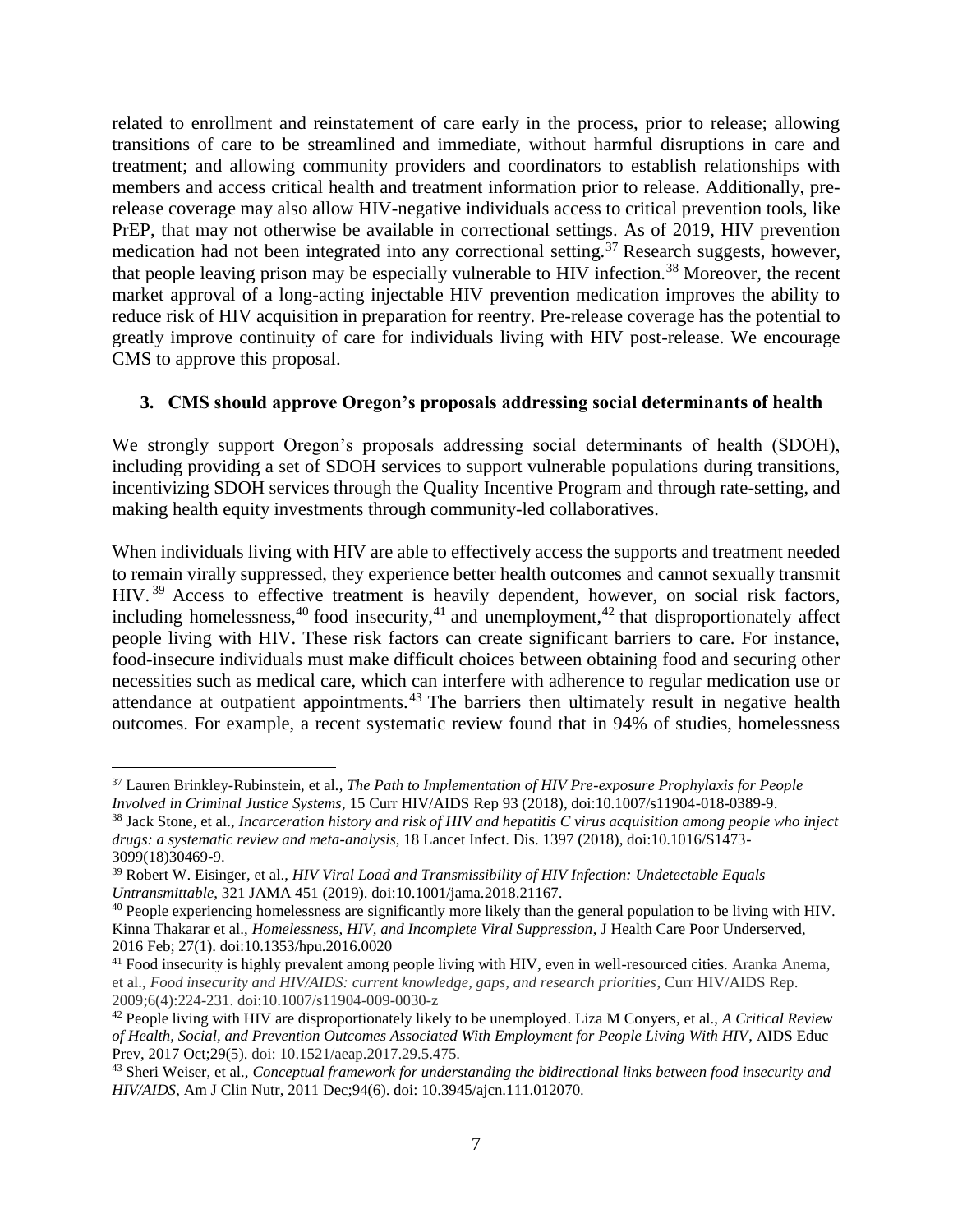related to enrollment and reinstatement of care early in the process, prior to release; allowing transitions of care to be streamlined and immediate, without harmful disruptions in care and treatment; and allowing community providers and coordinators to establish relationships with members and access critical health and treatment information prior to release. Additionally, pre-release coverage may also allow HIV-negative individuals access to critical prevention tools, like PrEP, that may not otherwise be available in correctional settings. As of 2019, HIV prevention medication had not been integrated into any correctional setting.[37] Research suggests, however, that people leaving prison may be especially vulnerable to HIV infection.[38] Moreover, the recent market approval of a long-acting injectable HIV prevention medication improves the ability to reduce risk of HIV acquisition in preparation for reentry. Pre-release coverage has the potential to greatly improve continuity of care for individuals living with HIV post-release. We encourage CMS to approve this proposal.

### 3. CMS should approve Oregon's proposals addressing social determinants of health

We strongly support Oregon's proposals addressing social determinants of health (SDOH), including providing a set of SDOH services to support vulnerable populations during transitions, incentivizing SDOH services through the Quality Incentive Program and through rate-setting, and making health equity investments through community-led collaboratives.

When individuals living with HIV are able to effectively access the supports and treatment needed to remain virally suppressed, they experience better health outcomes and cannot sexually transmit HIV.[39] Access to effective treatment is heavily dependent, however, on social risk factors, including homelessness,[40] food insecurity,[41] and unemployment,[42] that disproportionately affect people living with HIV. These risk factors can create significant barriers to care. For instance, food-insecure individuals must make difficult choices between obtaining food and securing other necessities such as medical care, which can interfere with adherence to regular medication use or attendance at outpatient appointments.[43] The barriers then ultimately result in negative health outcomes. For example, a recent systematic review found that in 94% of studies, homelessness

---

[37] Lauren Brinkley-Rubinstein, et al., *The Path to Implementation of HIV Pre-exposure Prophylaxis for People Involved in Criminal Justice Systems*, 15 Curr HIV/AIDS Rep 93 (2018), doi:10.1007/s11904-018-0389-9.

[38] Jack Stone, et al., *Incarceration history and risk of HIV and hepatitis C virus acquisition among people who inject drugs: a systematic review and meta-analysis*, 18 Lancet Infect. Dis. 1397 (2018), doi:10.1016/S1473-3099(18)30469-9.

[39] Robert W. Eisinger, et al., *HIV Viral Load and Transmissibility of HIV Infection: Undetectable Equals Untransmittable*, 321 JAMA 451 (2019). doi:10.1001/jama.2018.21167.

[40] People experiencing homelessness are significantly more likely than the general population to be living with HIV. Kinna Thakarar et al., *Homelessness, HIV, and Incomplete Viral Suppression*, J Health Care Poor Underserved, 2016 Feb; 27(1). doi:10.1353/hpu.2016.0020

[41] Food insecurity is highly prevalent among people living with HIV, even in well-resourced cities. Aranka Anema, et al., *Food insecurity and HIV/AIDS: current knowledge, gaps, and research priorities*, Curr HIV/AIDS Rep. 2009;6(4):224-231. doi:10.1007/s11904-009-0030-z

[42] People living with HIV are disproportionately likely to be unemployed. Liza M Conyers, et al., *A Critical Review of Health, Social, and Prevention Outcomes Associated With Employment for People Living With HIV*, AIDS Educ Prev, 2017 Oct;29(5). doi: 10.1521/aeap.2017.29.5.475.

[43] Sheri Weiser, et al., *Conceptual framework for understanding the bidirectional links between food insecurity and HIV/AIDS*, Am J Clin Nutr, 2011 Dec;94(6). doi: 10.3945/ajcn.111.012070.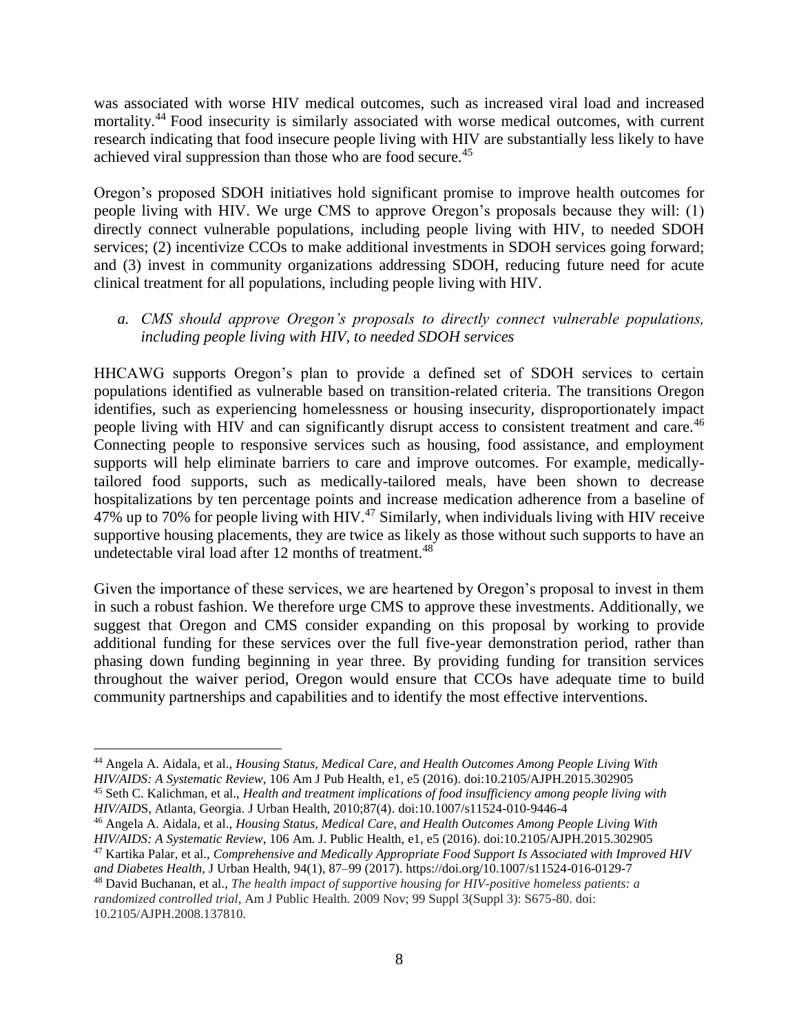was associated with worse HIV medical outcomes, such as increased viral load and increased mortality.[44] Food insecurity is similarly associated with worse medical outcomes, with current research indicating that food insecure people living with HIV are substantially less likely to have achieved viral suppression than those who are food secure.[45]

Oregon's proposed SDOH initiatives hold significant promise to improve health outcomes for people living with HIV. We urge CMS to approve Oregon's proposals because they will: (1) directly connect vulnerable populations, including people living with HIV, to needed SDOH services; (2) incentivize CCOs to make additional investments in SDOH services going forward; and (3) invest in community organizations addressing SDOH, reducing future need for acute clinical treatment for all populations, including people living with HIV.

*a. CMS should approve Oregon's proposals to directly connect vulnerable populations, including people living with HIV, to needed SDOH services*

HHCAWG supports Oregon's plan to provide a defined set of SDOH services to certain populations identified as vulnerable based on transition-related criteria. The transitions Oregon identifies, such as experiencing homelessness or housing insecurity, disproportionately impact people living with HIV and can significantly disrupt access to consistent treatment and care.[46] Connecting people to responsive services such as housing, food assistance, and employment supports will help eliminate barriers to care and improve outcomes. For example, medically-tailored food supports, such as medically-tailored meals, have been shown to decrease hospitalizations by ten percentage points and increase medication adherence from a baseline of 47% up to 70% for people living with HIV.[47] Similarly, when individuals living with HIV receive supportive housing placements, they are twice as likely as those without such supports to have an undetectable viral load after 12 months of treatment.[48]

Given the importance of these services, we are heartened by Oregon's proposal to invest in them in such a robust fashion. We therefore urge CMS to approve these investments. Additionally, we suggest that Oregon and CMS consider expanding on this proposal by working to provide additional funding for these services over the full five-year demonstration period, rather than phasing down funding beginning in year three. By providing funding for transition services throughout the waiver period, Oregon would ensure that CCOs have adequate time to build community partnerships and capabilities and to identify the most effective interventions.

---

[44] Angela A. Aidala, et al., *Housing Status, Medical Care, and Health Outcomes Among People Living With HIV/AIDS: A Systematic Review*, 106 Am J Pub Health, e1, e5 (2016). doi:10.2105/AJPH.2015.302905

[45] Seth C. Kalichman, et al., *Health and treatment implications of food insufficiency among people living with HIV/AIDS*, Atlanta, Georgia. J Urban Health, 2010;87(4). doi:10.1007/s11524-010-9446-4

[46] Angela A. Aidala, et al., *Housing Status, Medical Care, and Health Outcomes Among People Living With HIV/AIDS: A Systematic Review*, 106 Am. J. Public Health, e1, e5 (2016). doi:10.2105/AJPH.2015.302905

[47] Kartika Palar, et al., *Comprehensive and Medically Appropriate Food Support Is Associated with Improved HIV and Diabetes Health*, J Urban Health, 94(1), 87–99 (2017). https://doi.org/10.1007/s11524-016-0129-7

[48] David Buchanan, et al., *The health impact of supportive housing for HIV-positive homeless patients: a randomized controlled trial*, Am J Public Health. 2009 Nov; 99 Suppl 3(Suppl 3): S675-80. doi: 10.2105/AJPH.2008.137810.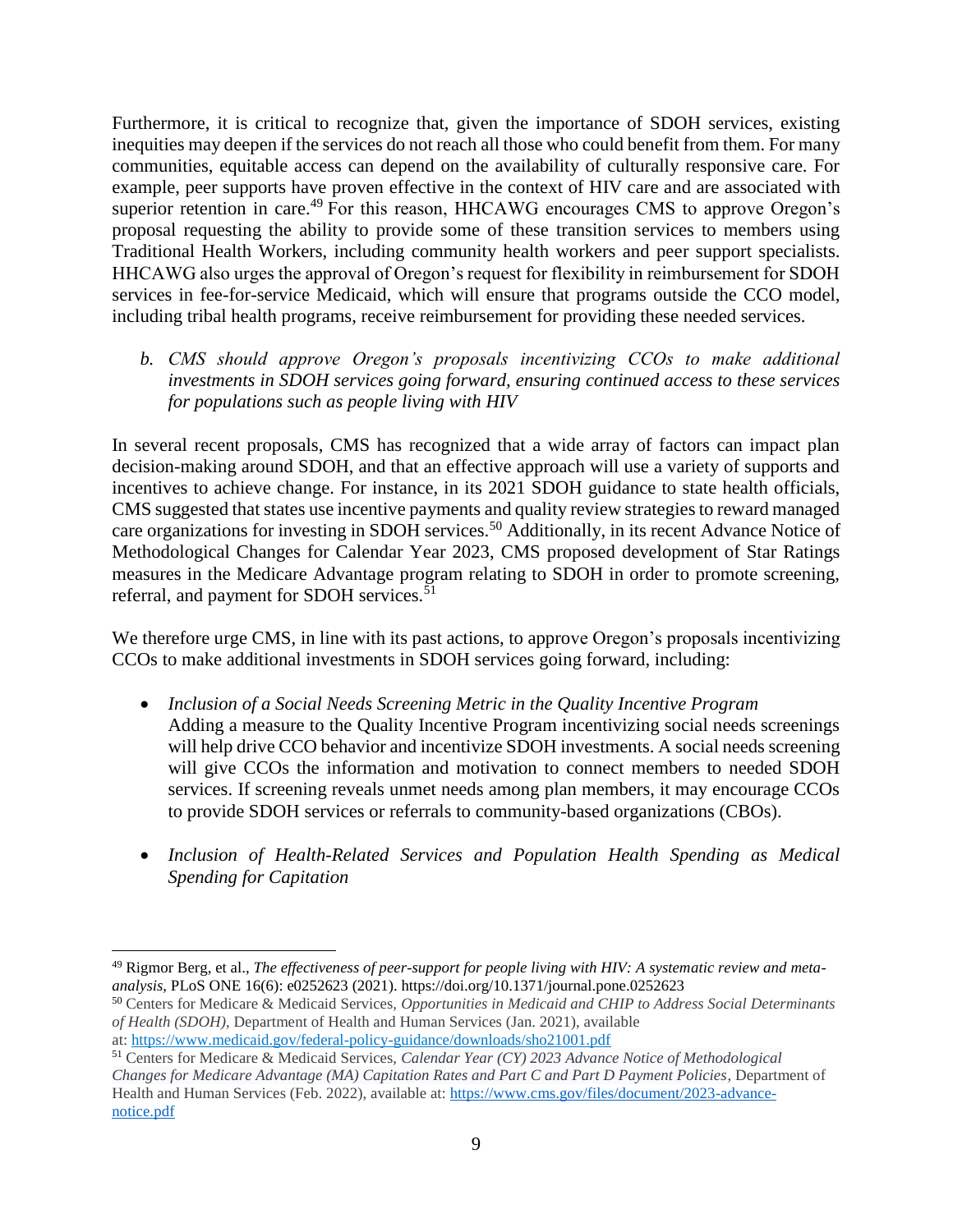Furthermore, it is critical to recognize that, given the importance of SDOH services, existing inequities may deepen if the services do not reach all those who could benefit from them. For many communities, equitable access can depend on the availability of culturally responsive care. For example, peer supports have proven effective in the context of HIV care and are associated with superior retention in care.[49] For this reason, HHCAWG encourages CMS to approve Oregon's proposal requesting the ability to provide some of these transition services to members using Traditional Health Workers, including community health workers and peer support specialists. HHCAWG also urges the approval of Oregon's request for flexibility in reimbursement for SDOH services in fee-for-service Medicaid, which will ensure that programs outside the CCO model, including tribal health programs, receive reimbursement for providing these needed services.

*b. CMS should approve Oregon's proposals incentivizing CCOs to make additional investments in SDOH services going forward, ensuring continued access to these services for populations such as people living with HIV*

In several recent proposals, CMS has recognized that a wide array of factors can impact plan decision-making around SDOH, and that an effective approach will use a variety of supports and incentives to achieve change. For instance, in its 2021 SDOH guidance to state health officials, CMS suggested that states use incentive payments and quality review strategies to reward managed care organizations for investing in SDOH services.[50] Additionally, in its recent Advance Notice of Methodological Changes for Calendar Year 2023, CMS proposed development of Star Ratings measures in the Medicare Advantage program relating to SDOH in order to promote screening, referral, and payment for SDOH services.[51]

We therefore urge CMS, in line with its past actions, to approve Oregon's proposals incentivizing CCOs to make additional investments in SDOH services going forward, including:

- *Inclusion of a Social Needs Screening Metric in the Quality Incentive Program*
  Adding a measure to the Quality Incentive Program incentivizing social needs screenings will help drive CCO behavior and incentivize SDOH investments. A social needs screening will give CCOs the information and motivation to connect members to needed SDOH services. If screening reveals unmet needs among plan members, it may encourage CCOs to provide SDOH services or referrals to community-based organizations (CBOs).

- *Inclusion of Health-Related Services and Population Health Spending as Medical Spending for Capitation*

---

[49] Rigmor Berg, et al., *The effectiveness of peer-support for people living with HIV: A systematic review and meta-analysis*, PLoS ONE 16(6): e0252623 (2021). https://doi.org/10.1371/journal.pone.0252623

[50] Centers for Medicare & Medicaid Services, *Opportunities in Medicaid and CHIP to Address Social Determinants of Health (SDOH)*, Department of Health and Human Services (Jan. 2021), available at: https://www.medicaid.gov/federal-policy-guidance/downloads/sho21001.pdf

[51] Centers for Medicare & Medicaid Services, *Calendar Year (CY) 2023 Advance Notice of Methodological Changes for Medicare Advantage (MA) Capitation Rates and Part C and Part D Payment Policies*, Department of Health and Human Services (Feb. 2022), available at: https://www.cms.gov/files/document/2023-advance-notice.pdf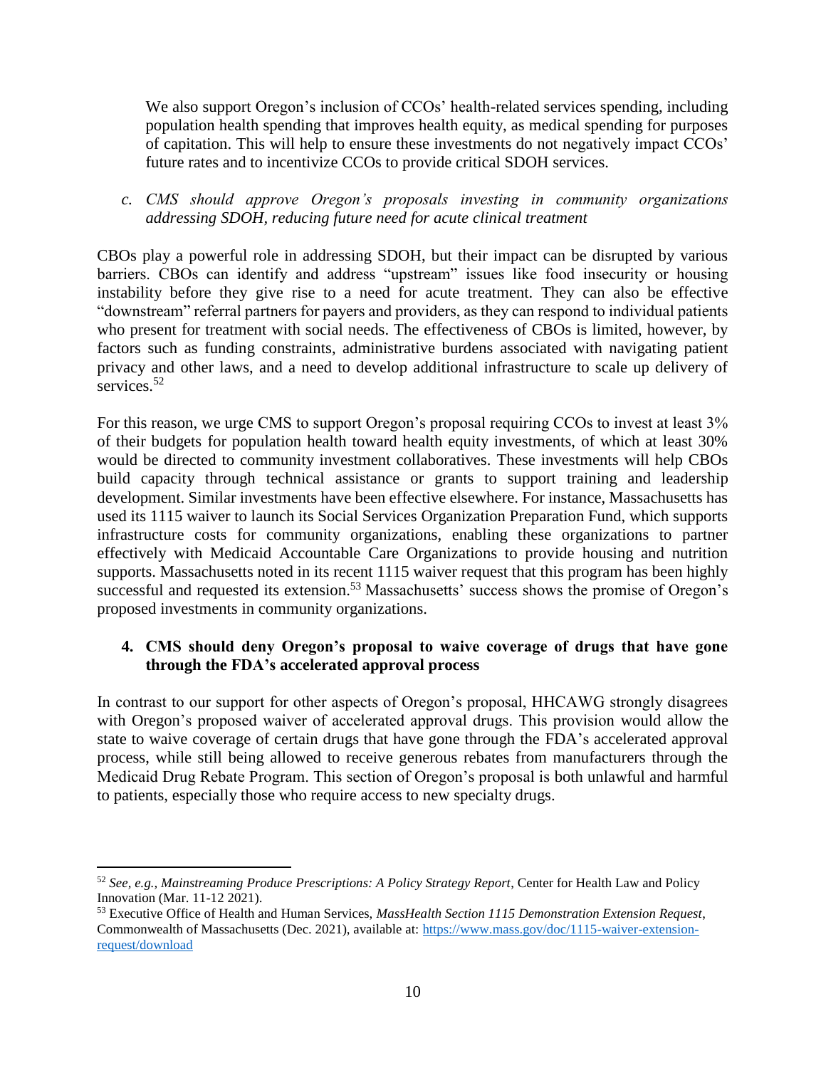We also support Oregon's inclusion of CCOs' health-related services spending, including population health spending that improves health equity, as medical spending for purposes of capitation. This will help to ensure these investments do not negatively impact CCOs' future rates and to incentivize CCOs to provide critical SDOH services.

*c. CMS should approve Oregon's proposals investing in community organizations addressing SDOH, reducing future need for acute clinical treatment*

CBOs play a powerful role in addressing SDOH, but their impact can be disrupted by various barriers. CBOs can identify and address "upstream" issues like food insecurity or housing instability before they give rise to a need for acute treatment. They can also be effective "downstream" referral partners for payers and providers, as they can respond to individual patients who present for treatment with social needs. The effectiveness of CBOs is limited, however, by factors such as funding constraints, administrative burdens associated with navigating patient privacy and other laws, and a need to develop additional infrastructure to scale up delivery of services.[52]

For this reason, we urge CMS to support Oregon's proposal requiring CCOs to invest at least 3% of their budgets for population health toward health equity investments, of which at least 30% would be directed to community investment collaboratives. These investments will help CBOs build capacity through technical assistance or grants to support training and leadership development. Similar investments have been effective elsewhere. For instance, Massachusetts has used its 1115 waiver to launch its Social Services Organization Preparation Fund, which supports infrastructure costs for community organizations, enabling these organizations to partner effectively with Medicaid Accountable Care Organizations to provide housing and nutrition supports. Massachusetts noted in its recent 1115 waiver request that this program has been highly successful and requested its extension.[53] Massachusetts' success shows the promise of Oregon's proposed investments in community organizations.

**4. CMS should deny Oregon's proposal to waive coverage of drugs that have gone through the FDA's accelerated approval process**

In contrast to our support for other aspects of Oregon's proposal, HHCAWG strongly disagrees with Oregon's proposed waiver of accelerated approval drugs. This provision would allow the state to waive coverage of certain drugs that have gone through the FDA's accelerated approval process, while still being allowed to receive generous rebates from manufacturers through the Medicaid Drug Rebate Program. This section of Oregon's proposal is both unlawful and harmful to patients, especially those who require access to new specialty drugs.

---

[52] *See, e.g.*, *Mainstreaming Produce Prescriptions: A Policy Strategy Report*, Center for Health Law and Policy Innovation (Mar. 11-12 2021).

[53] Executive Office of Health and Human Services, *MassHealth Section 1115 Demonstration Extension Request*, Commonwealth of Massachusetts (Dec. 2021), available at: https://www.mass.gov/doc/1115-waiver-extension-request/download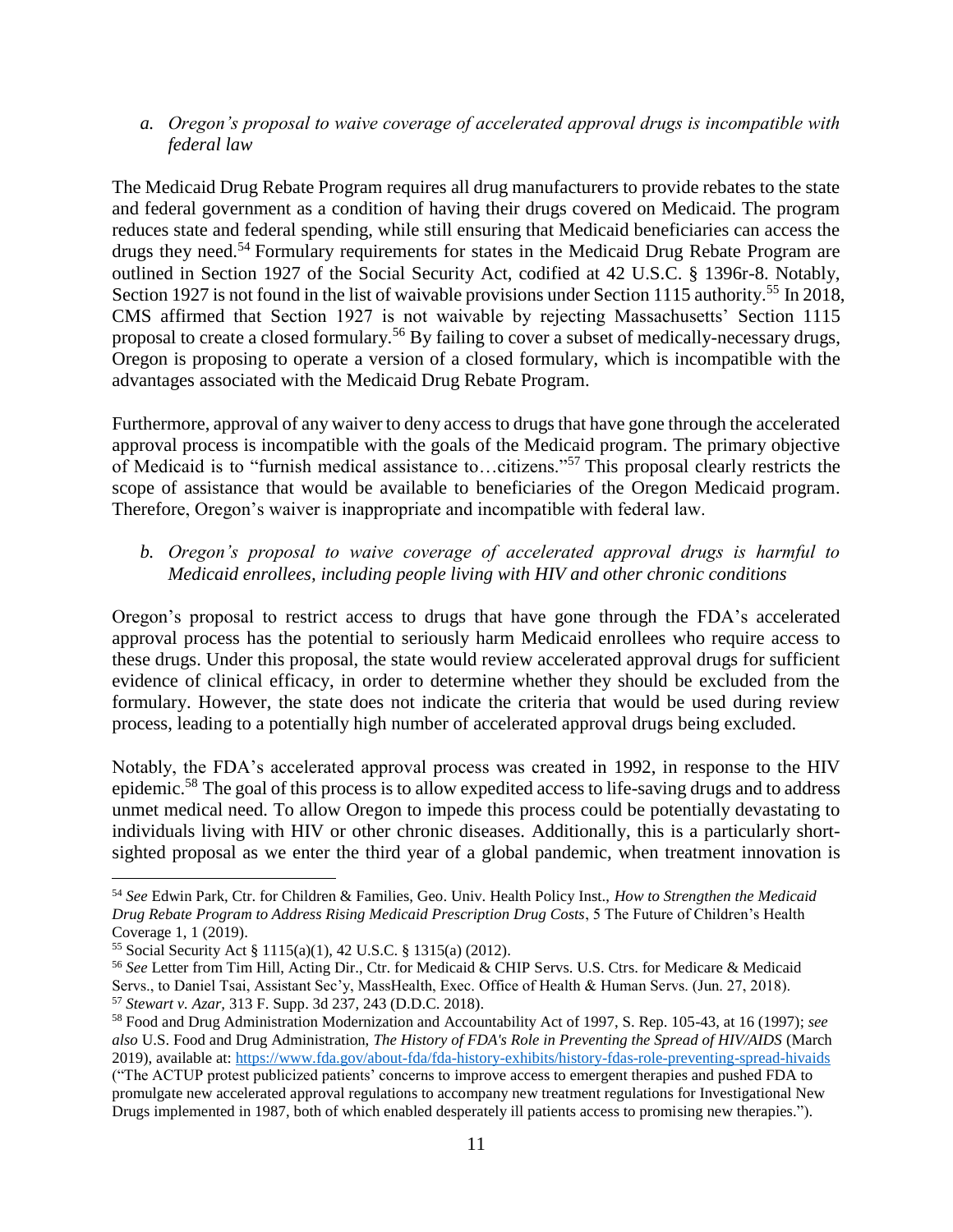*a. Oregon's proposal to waive coverage of accelerated approval drugs is incompatible with federal law*

The Medicaid Drug Rebate Program requires all drug manufacturers to provide rebates to the state and federal government as a condition of having their drugs covered on Medicaid. The program reduces state and federal spending, while still ensuring that Medicaid beneficiaries can access the drugs they need.[54] Formulary requirements for states in the Medicaid Drug Rebate Program are outlined in Section 1927 of the Social Security Act, codified at 42 U.S.C. § 1396r-8. Notably, Section 1927 is not found in the list of waivable provisions under Section 1115 authority.[55] In 2018, CMS affirmed that Section 1927 is not waivable by rejecting Massachusetts' Section 1115 proposal to create a closed formulary.[56] By failing to cover a subset of medically-necessary drugs, Oregon is proposing to operate a version of a closed formulary, which is incompatible with the advantages associated with the Medicaid Drug Rebate Program.

Furthermore, approval of any waiver to deny access to drugs that have gone through the accelerated approval process is incompatible with the goals of the Medicaid program. The primary objective of Medicaid is to "furnish medical assistance to…citizens."[57] This proposal clearly restricts the scope of assistance that would be available to beneficiaries of the Oregon Medicaid program. Therefore, Oregon's waiver is inappropriate and incompatible with federal law.

*b. Oregon's proposal to waive coverage of accelerated approval drugs is harmful to Medicaid enrollees, including people living with HIV and other chronic conditions*

Oregon's proposal to restrict access to drugs that have gone through the FDA's accelerated approval process has the potential to seriously harm Medicaid enrollees who require access to these drugs. Under this proposal, the state would review accelerated approval drugs for sufficient evidence of clinical efficacy, in order to determine whether they should be excluded from the formulary. However, the state does not indicate the criteria that would be used during review process, leading to a potentially high number of accelerated approval drugs being excluded.

Notably, the FDA's accelerated approval process was created in 1992, in response to the HIV epidemic.[58] The goal of this process is to allow expedited access to life-saving drugs and to address unmet medical need. To allow Oregon to impede this process could be potentially devastating to individuals living with HIV or other chronic diseases. Additionally, this is a particularly short-sighted proposal as we enter the third year of a global pandemic, when treatment innovation is

---

[54] *See* Edwin Park, Ctr. for Children & Families, Geo. Univ. Health Policy Inst., *How to Strengthen the Medicaid Drug Rebate Program to Address Rising Medicaid Prescription Drug Costs*, 5 The Future of Children's Health Coverage 1, 1 (2019).

[55] Social Security Act § 1115(a)(1), 42 U.S.C. § 1315(a) (2012).

[56] *See* Letter from Tim Hill, Acting Dir., Ctr. for Medicaid & CHIP Servs. U.S. Ctrs. for Medicare & Medicaid Servs., to Daniel Tsai, Assistant Sec'y, MassHealth, Exec. Office of Health & Human Servs. (Jun. 27, 2018).

[57] *Stewart v. Azar*, 313 F. Supp. 3d 237, 243 (D.D.C. 2018).

[58] Food and Drug Administration Modernization and Accountability Act of 1997, S. Rep. 105-43, at 16 (1997); *see also* U.S. Food and Drug Administration, *The History of FDA's Role in Preventing the Spread of HIV/AIDS* (March 2019), available at: https://www.fda.gov/about-fda/fda-history-exhibits/history-fdas-role-preventing-spread-hivaids ("The ACTUP protest publicized patients' concerns to improve access to emergent therapies and pushed FDA to promulgate new accelerated approval regulations to accompany new treatment regulations for Investigational New Drugs implemented in 1987, both of which enabled desperately ill patients access to promising new therapies.").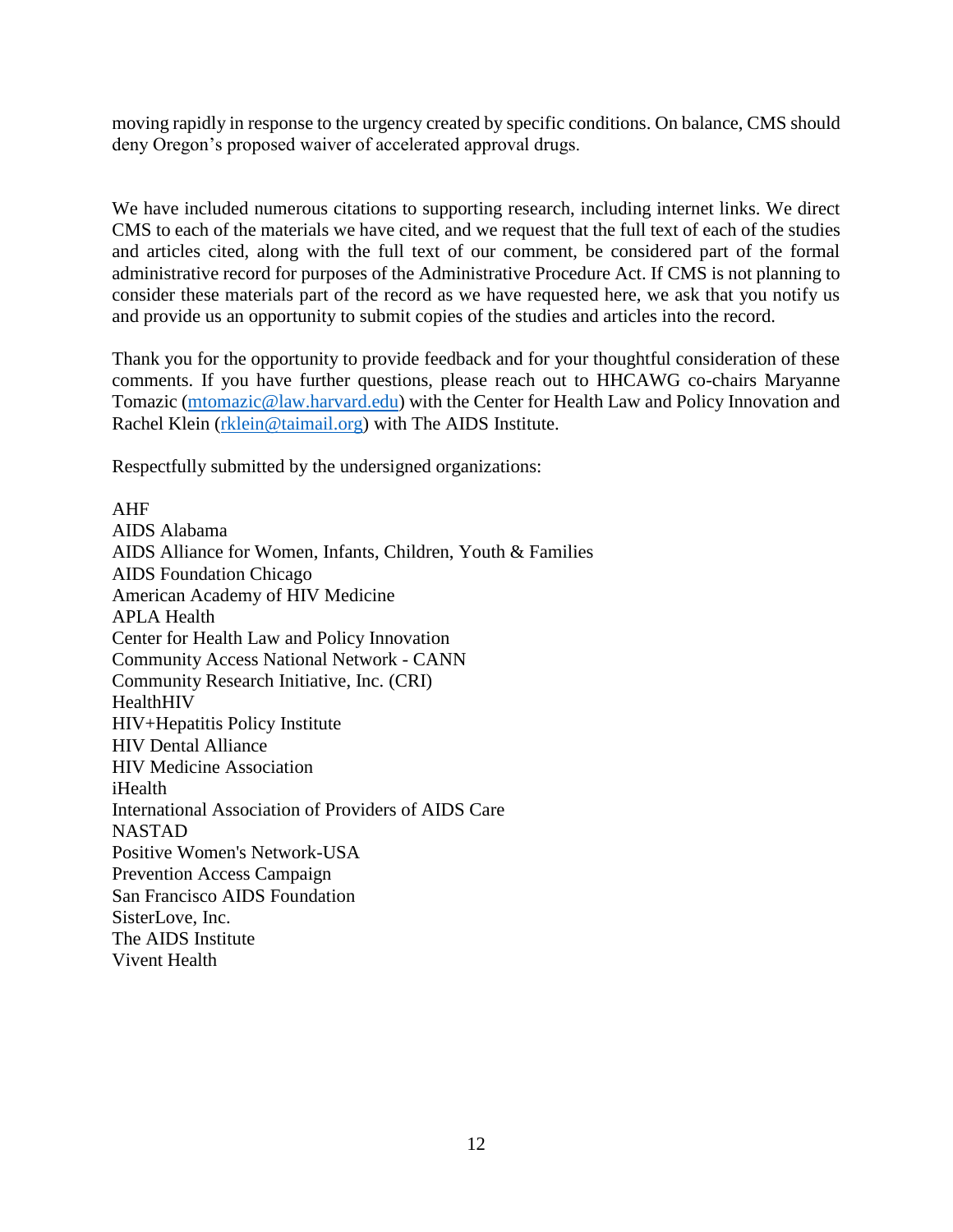moving rapidly in response to the urgency created by specific conditions. On balance, CMS should deny Oregon's proposed waiver of accelerated approval drugs.

We have included numerous citations to supporting research, including internet links. We direct CMS to each of the materials we have cited, and we request that the full text of each of the studies and articles cited, along with the full text of our comment, be considered part of the formal administrative record for purposes of the Administrative Procedure Act. If CMS is not planning to consider these materials part of the record as we have requested here, we ask that you notify us and provide us an opportunity to submit copies of the studies and articles into the record.

Thank you for the opportunity to provide feedback and for your thoughtful consideration of these comments. If you have further questions, please reach out to HHCAWG co-chairs Maryanne Tomazic (mtomazic@law.harvard.edu) with the Center for Health Law and Policy Innovation and Rachel Klein (rklein@taimail.org) with The AIDS Institute.

Respectfully submitted by the undersigned organizations:

AHF
AIDS Alabama
AIDS Alliance for Women, Infants, Children, Youth & Families
AIDS Foundation Chicago
American Academy of HIV Medicine
APLA Health
Center for Health Law and Policy Innovation
Community Access National Network - CANN
Community Research Initiative, Inc. (CRI)
HealthHIV
HIV+Hepatitis Policy Institute
HIV Dental Alliance
HIV Medicine Association
iHealth
International Association of Providers of AIDS Care
NASTAD
Positive Women's Network-USA
Prevention Access Campaign
San Francisco AIDS Foundation
SisterLove, Inc.
The AIDS Institute
Vivent Health